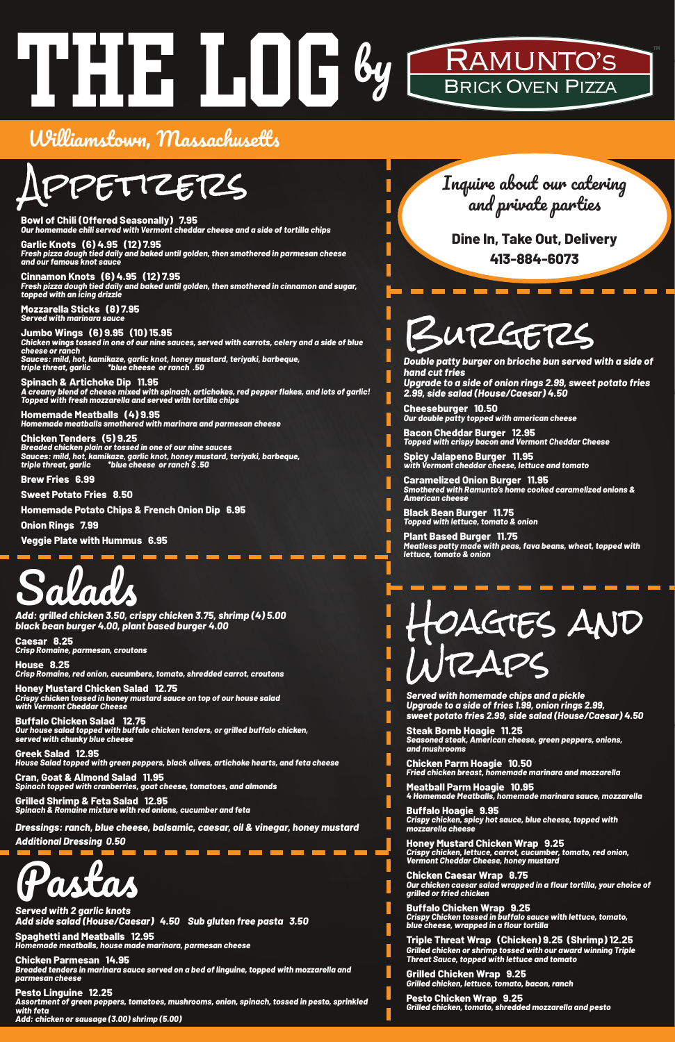# THE LOG by RAMUNTO's BRICK OVEN PIZZA™

## Williamstown, Massachusetts

## Appetizers

**Bowl of Chili (Offered Seasonally) 7.95**
*Our homemade chili served with Vermont cheddar cheese and a side of tortilla chips*

**Garlic Knots (6) 4.95 (12) 7.95**
*Fresh pizza dough tied daily and baked until golden, then smothered in parmesan cheese and our famous knot sauce*

**Cinnamon Knots (6) 4.95 (12) 7.95**
*Fresh pizza dough tied daily and baked until golden, then smothered in cinnamon and sugar, topped with an icing drizzle*

**Mozzarella Sticks (8) 7.95**
*Served with marinara sauce*

**Jumbo Wings (6) 9.95 (10) 15.95**
*Chicken wings tossed in one of our nine sauces, served with carrots, celery and a side of blue cheese or ranch*
*Sauces: mild, hot, kamikaze, garlic knot, honey mustard, teriyaki, barbeque, triple threat, garlic* *\*blue cheese or ranch .50*

**Spinach & Artichoke Dip 11.95**
*A creamy blend of cheese mixed with spinach, artichokes, red pepper flakes, and lots of garlic! Topped with fresh mozzarella and served with tortilla chips*

**Homemade Meatballs (4) 9.95**
*Homemade meatballs smothered with marinara and parmesan cheese*

**Chicken Tenders (5) 9.25**
*Breaded chicken plain or tossed in one of our nine sauces*
*Sauces: mild, hot, kamikaze, garlic knot, honey mustard, teriyaki, barbeque, triple threat, garlic* *\*blue cheese or ranch $ .50*

**Brew Fries 6.99**

**Sweet Potato Fries 8.50**

**Homemade Potato Chips & French Onion Dip 6.95**

**Onion Rings 7.99**

**Veggie Plate with Hummus 6.95**

## Salads

*Add: grilled chicken 3.50, crispy chicken 3.75, shrimp (4) 5.00 black bean burger 4.00, plant based burger 4.00*

**Caesar 8.25**
*Crisp Romaine, parmesan, croutons*

**House 8.25**
*Crisp Romaine, red onion, cucumbers, tomato, shredded carrot, croutons*

**Honey Mustard Chicken Salad 12.75**
*Crispy chicken tossed in honey mustard sauce on top of our house salad with Vermont Cheddar Cheese*

**Buffalo Chicken Salad 12.75**
*Our house salad topped with buffalo chicken tenders, or grilled buffalo chicken, served with chunky blue cheese*

**Greek Salad 12.95**
*House Salad topped with green peppers, black olives, artichoke hearts, and feta cheese*

**Cran, Goat & Almond Salad 11.95**
*Spinach topped with cranberries, goat cheese, tomatoes, and almonds*

**Grilled Shrimp & Feta Salad 12.95**
*Spinach & Romaine mixture with red onions, cucumber and feta*

*Dressings: ranch, blue cheese, balsamic, caesar, oil & vinegar, honey mustard*
*Additional Dressing 0.50*

## Pastas

*Served with 2 garlic knots*
*Add side salad (House/Caesar) 4.50 Sub gluten free pasta 3.50*

**Spaghetti and Meatballs 12.95**
*Homemade meatballs, house made marinara, parmesan cheese*

**Chicken Parmesan 14.95**
*Breaded tenders in marinara sauce served on a bed of linguine, topped with mozzarella and parmesan cheese*

**Pesto Linguine 12.25**
*Assortment of green peppers, tomatoes, mushrooms, onion, spinach, tossed in pesto, sprinkled with feta*
*Add: chicken or sausage (3.00) shrimp (5.00)*

*Inquire about our catering and private parties*

**Dine In, Take Out, Delivery**
**413-884-6073**

## Burgers

*Double patty burger on brioche bun served with a side of hand cut fries*
*Upgrade to a side of onion rings 2.99, sweet potato fries 2.99, side salad (House/Caesar) 4.50*

**Cheeseburger 10.50**
*Our double patty topped with american cheese*

**Bacon Cheddar Burger 12.95**
*Topped with crispy bacon and Vermont Cheddar Cheese*

**Spicy Jalapeno Burger 11.95**
*with Vermont cheddar cheese, lettuce and tomato*

**Caramelized Onion Burger 11.95**
*Smothered with Ramunto's home cooked caramelized onions & American cheese*

**Black Bean Burger 11.75**
*Topped with lettuce, tomato & onion*

**Plant Based Burger 11.75**
*Meatless patty made with peas, fava beans, wheat, topped with lettuce, tomato & onion*

## Hoagies and Wraps

*Served with homemade chips and a pickle*
*Upgrade to a side of fries 1.99, onion rings 2.99, sweet potato fries 2.99, side salad (House/Caesar) 4.50*

**Steak Bomb Hoagie 11.25**
*Seasoned steak, American cheese, green peppers, onions, and mushrooms*

**Chicken Parm Hoagie 10.50**
*Fried chicken breast, homemade marinara and mozzarella*

**Meatball Parm Hoagie 10.95**
*4 Homemade Meatballs, homemade marinara sauce, mozzarella*

**Buffalo Hoagie 9.95**
*Crispy chicken, spicy hot sauce, blue cheese, topped with mozzarella cheese*

**Honey Mustard Chicken Wrap 9.25**
*Crispy chicken, lettuce, carrot, cucumber, tomato, red onion, Vermont Cheddar Cheese, honey mustard*

**Chicken Caesar Wrap 8.75**
*Our chicken caesar salad wrapped in a flour tortilla, your choice of grilled or fried chicken*

**Buffalo Chicken Wrap 9.25**
*Crispy Chicken tossed in buffalo sauce with lettuce, tomato, blue cheese, wrapped in a flour tortilla*

**Triple Threat Wrap (Chicken) 9.25 (Shrimp) 12.25**
*Grilled chicken or shrimp tossed with our award winning Triple Threat Sauce, topped with lettuce and tomato*

**Grilled Chicken Wrap 9.25**
*Grilled chicken, lettuce, tomato, bacon, ranch*

**Pesto Chicken Wrap 9.25**
*Grilled chicken, tomato, shredded mozzarella and pesto*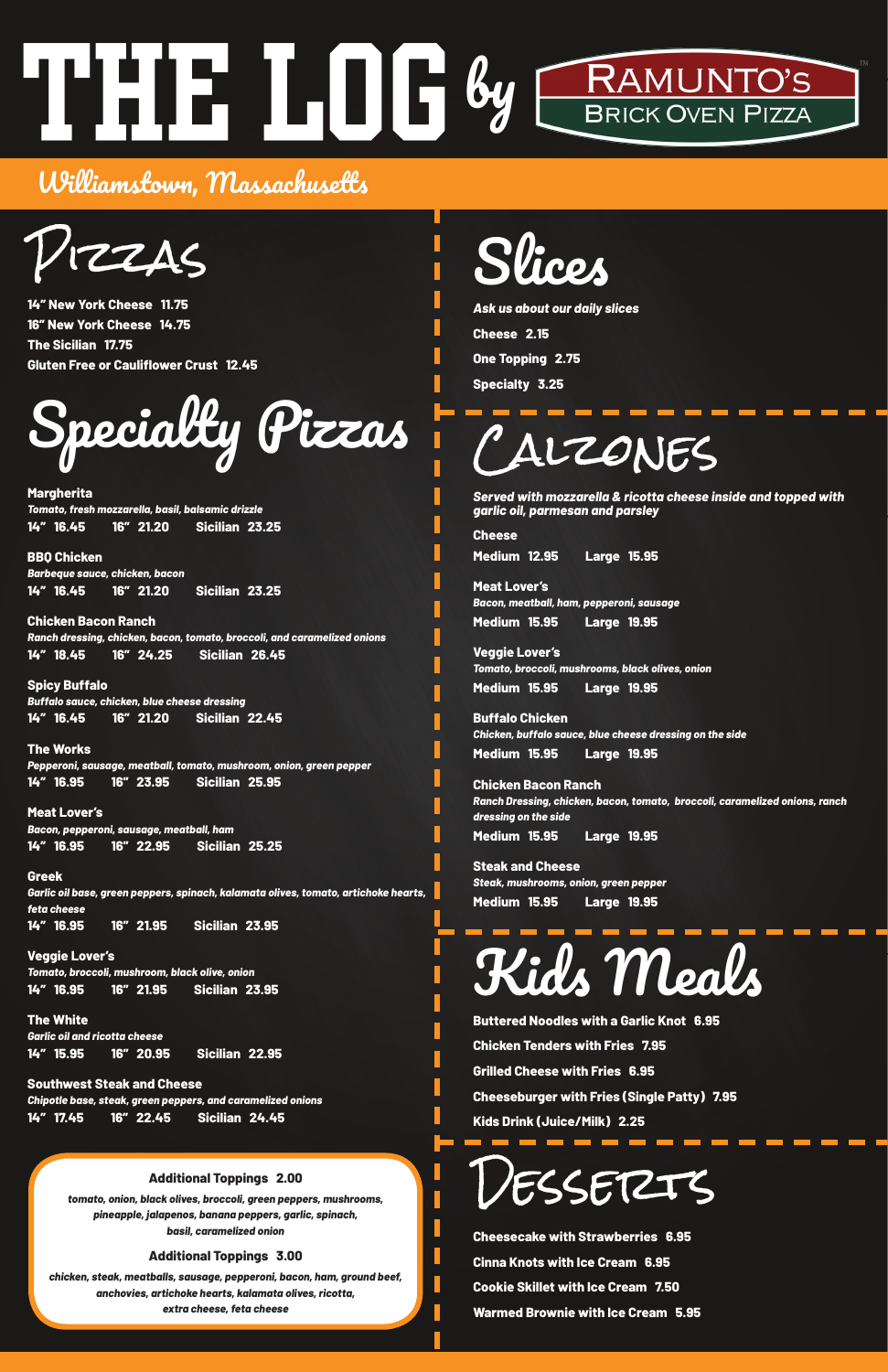# THE LOG by RAMUNTO's BRICK OVEN PIZZA

## Williamstown, Massachusetts

## Pizzas

**14" New York Cheese 11.75**
**16" New York Cheese 14.75**
**The Sicilian 17.75**
**Gluten Free or Cauliflower Crust 12.45**

## Specialty Pizzas

**Margherita**
*Tomato, fresh mozzarella, basil, balsamic drizzle*
**14" 16.45 16" 21.20 Sicilian 23.25**

**BBQ Chicken**
*Barbeque sauce, chicken, bacon*
**14" 16.45 16" 21.20 Sicilian 23.25**

**Chicken Bacon Ranch**
*Ranch dressing, chicken, bacon, tomato, broccoli, and caramelized onions*
**14" 18.45 16" 24.25 Sicilian 26.45**

**Spicy Buffalo**
*Buffalo sauce, chicken, blue cheese dressing*
**14" 16.45 16" 21.20 Sicilian 22.45**

**The Works**
*Pepperoni, sausage, meatball, tomato, mushroom, onion, green pepper*
**14" 16.95 16" 23.95 Sicilian 25.95**

**Meat Lover's**
*Bacon, pepperoni, sausage, meatball, ham*
**14" 16.95 16" 22.95 Sicilian 25.25**

**Greek**
*Garlic oil base, green peppers, spinach, kalamata olives, tomato, artichoke hearts, feta cheese*
**14" 16.95 16" 21.95 Sicilian 23.95**

**Veggie Lover's**
*Tomato, broccoli, mushroom, black olive, onion*
**14" 16.95 16" 21.95 Sicilian 23.95**

**The White**
*Garlic oil and ricotta cheese*
**14" 15.95 16" 20.95 Sicilian 22.95**

**Southwest Steak and Cheese**
*Chipotle base, steak, green peppers, and caramelized onions*
**14" 17.45 16" 22.45 Sicilian 24.45**

**Additional Toppings 2.00**
*tomato, onion, black olives, broccoli, green peppers, mushrooms, pineapple, jalapenos, banana peppers, garlic, spinach, basil, caramelized onion*

**Additional Toppings 3.00**
*chicken, steak, meatballs, sausage, pepperoni, bacon, ham, ground beef, anchovies, artichoke hearts, kalamata olives, ricotta, extra cheese, feta cheese*

## Slices

***Ask us about our daily slices***

**Cheese 2.15**
**One Topping 2.75**
**Specialty 3.25**

## Calzones

***Served with mozzarella & ricotta cheese inside and topped with garlic oil, parmesan and parsley***

**Cheese**
**Medium 12.95 Large 15.95**

**Meat Lover's**
*Bacon, meatball, ham, pepperoni, sausage*
**Medium 15.95 Large 19.95**

**Veggie Lover's**
*Tomato, broccoli, mushrooms, black olives, onion*
**Medium 15.95 Large 19.95**

**Buffalo Chicken**
*Chicken, buffalo sauce, blue cheese dressing on the side*
**Medium 15.95 Large 19.95**

**Chicken Bacon Ranch**
*Ranch Dressing, chicken, bacon, tomato, broccoli, caramelized onions, ranch dressing on the side*
**Medium 15.95 Large 19.95**

**Steak and Cheese**
*Steak, mushrooms, onion, green pepper*
**Medium 15.95 Large 19.95**

## Kids Meals

**Buttered Noodles with a Garlic Knot 6.95**
**Chicken Tenders with Fries 7.95**
**Grilled Cheese with Fries 6.95**
**Cheeseburger with Fries (Single Patty) 7.95**
**Kids Drink (Juice/Milk) 2.25**

## Desserts

**Cheesecake with Strawberries 6.95**
**Cinna Knots with Ice Cream 6.95**
**Cookie Skillet with Ice Cream 7.50**
**Warmed Brownie with Ice Cream 5.95**